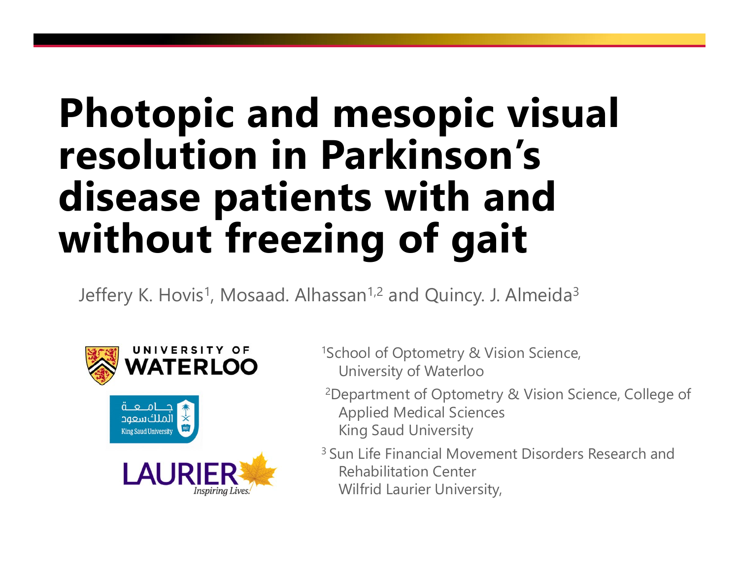# Photopic and mesopic visual resolution in Parkinson's disease patients with and without freezing of gait

Jeffery K. Hovis[1], Mosaad. Alhassan[1,2] and Quincy. J. Almeida[3]

[1]School of Optometry & Vision Science, University of Waterloo

[2]Department of Optometry & Vision Science, College of Applied Medical Sciences King Saud University

[3] Sun Life Financial Movement Disorders Research and Rehabilitation Center Wilfrid Laurier University,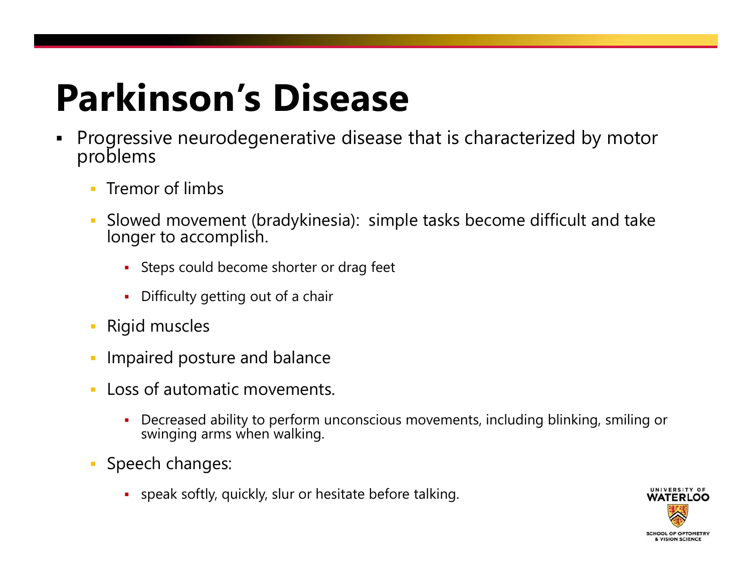# Parkinson's Disease

- Progressive neurodegenerative disease that is characterized by motor problems
  - Tremor of limbs
  - Slowed movement (bradykinesia): simple tasks become difficult and take longer to accomplish.
    - Steps could become shorter or drag feet
    - Difficulty getting out of a chair
  - Rigid muscles
  - Impaired posture and balance
  - Loss of automatic movements.
    - Decreased ability to perform unconscious movements, including blinking, smiling or swinging arms when walking.
  - Speech changes:
    - speak softly, quickly, slur or hesitate before talking.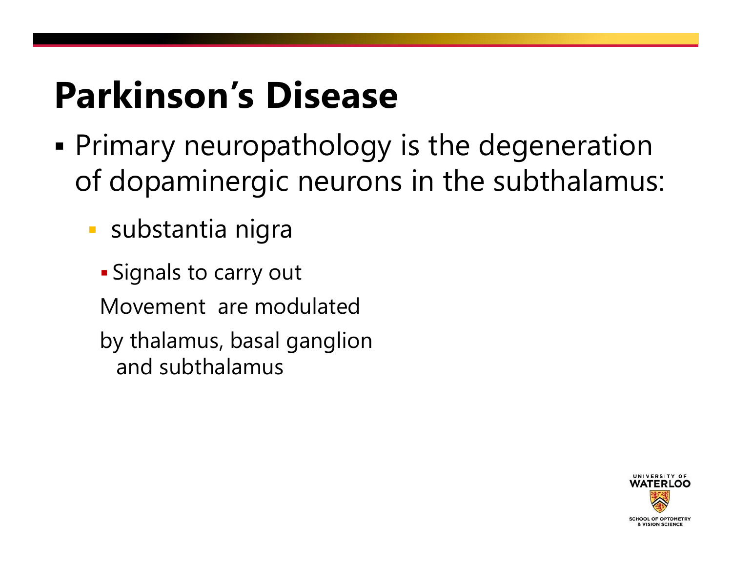# Parkinson's Disease

- Primary neuropathology is the degeneration of dopaminergic neurons in the subthalamus:
  - substantia nigra
    - Signals to carry out
    
    Movement are modulated
    
    by thalamus, basal ganglion and subthalamus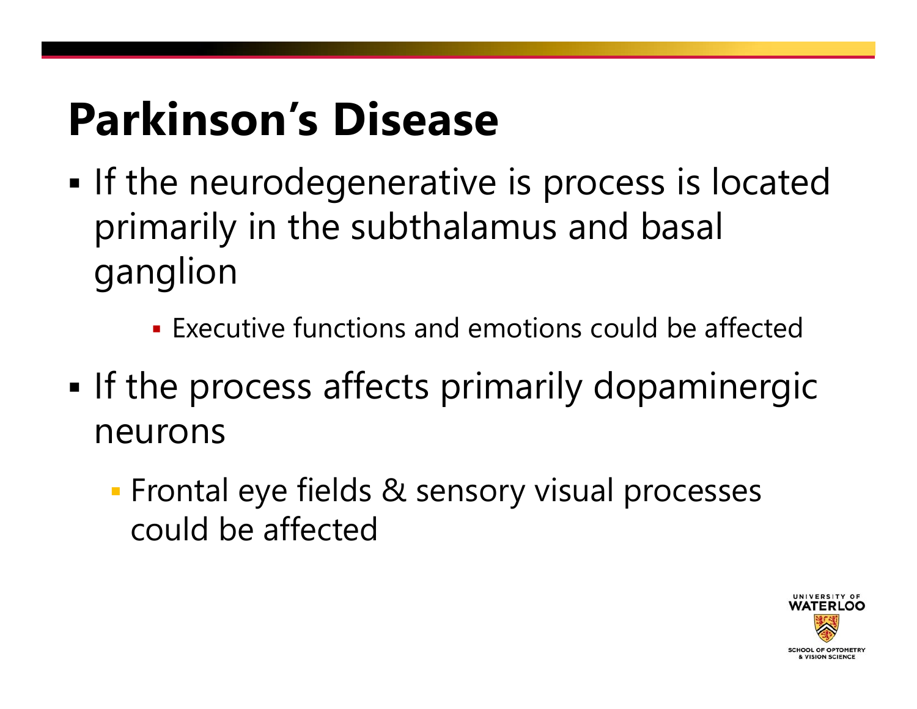# Parkinson's Disease

- If the neurodegenerative is process is located primarily in the subthalamus and basal ganglion
    - Executive functions and emotions could be affected
- If the process affects primarily dopaminergic neurons
    - Frontal eye fields & sensory visual processes could be affected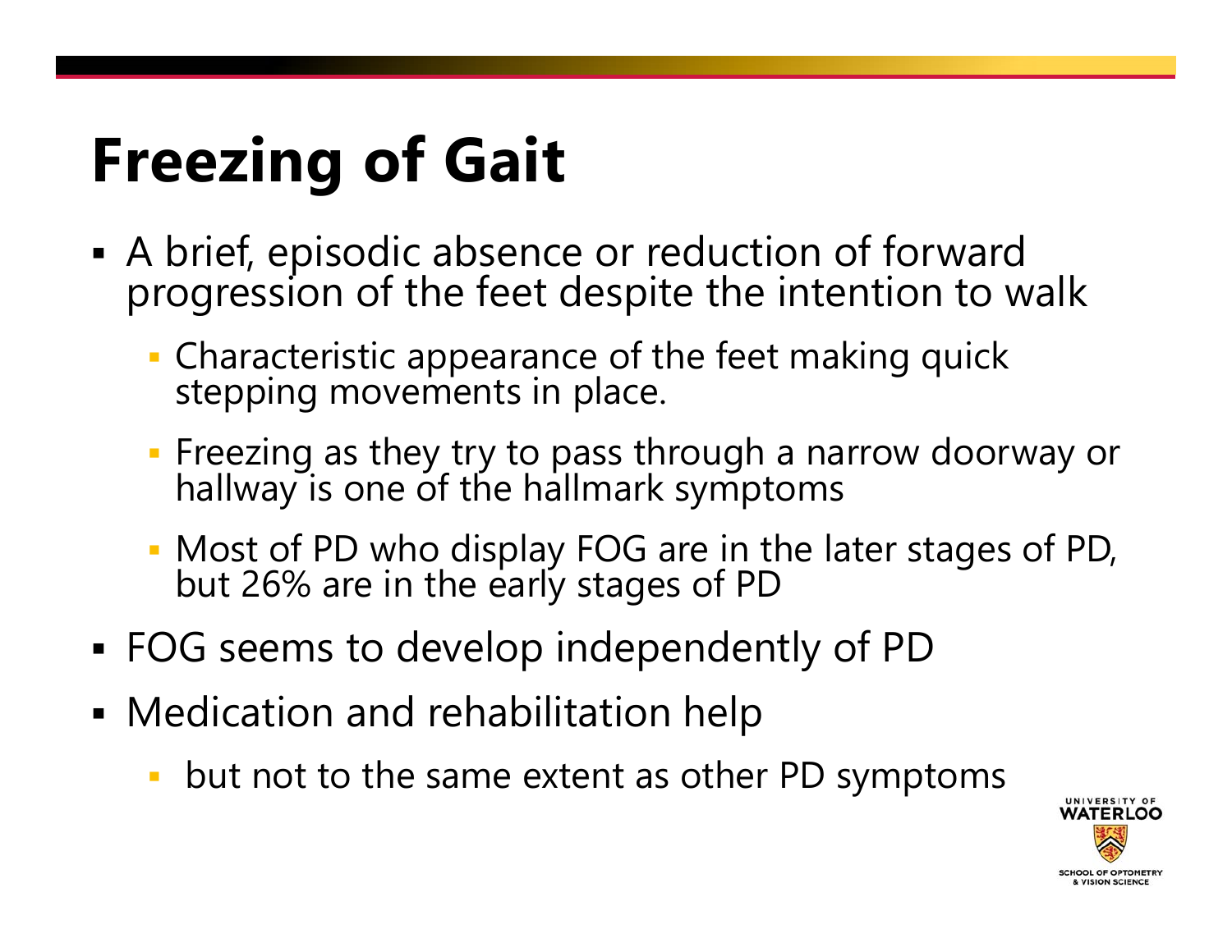# Freezing of Gait

- A brief, episodic absence or reduction of forward progression of the feet despite the intention to walk
  - Characteristic appearance of the feet making quick stepping movements in place.
  - Freezing as they try to pass through a narrow doorway or hallway is one of the hallmark symptoms
  - Most of PD who display FOG are in the later stages of PD, but 26% are in the early stages of PD
- FOG seems to develop independently of PD
- Medication and rehabilitation help
  - but not to the same extent as other PD symptoms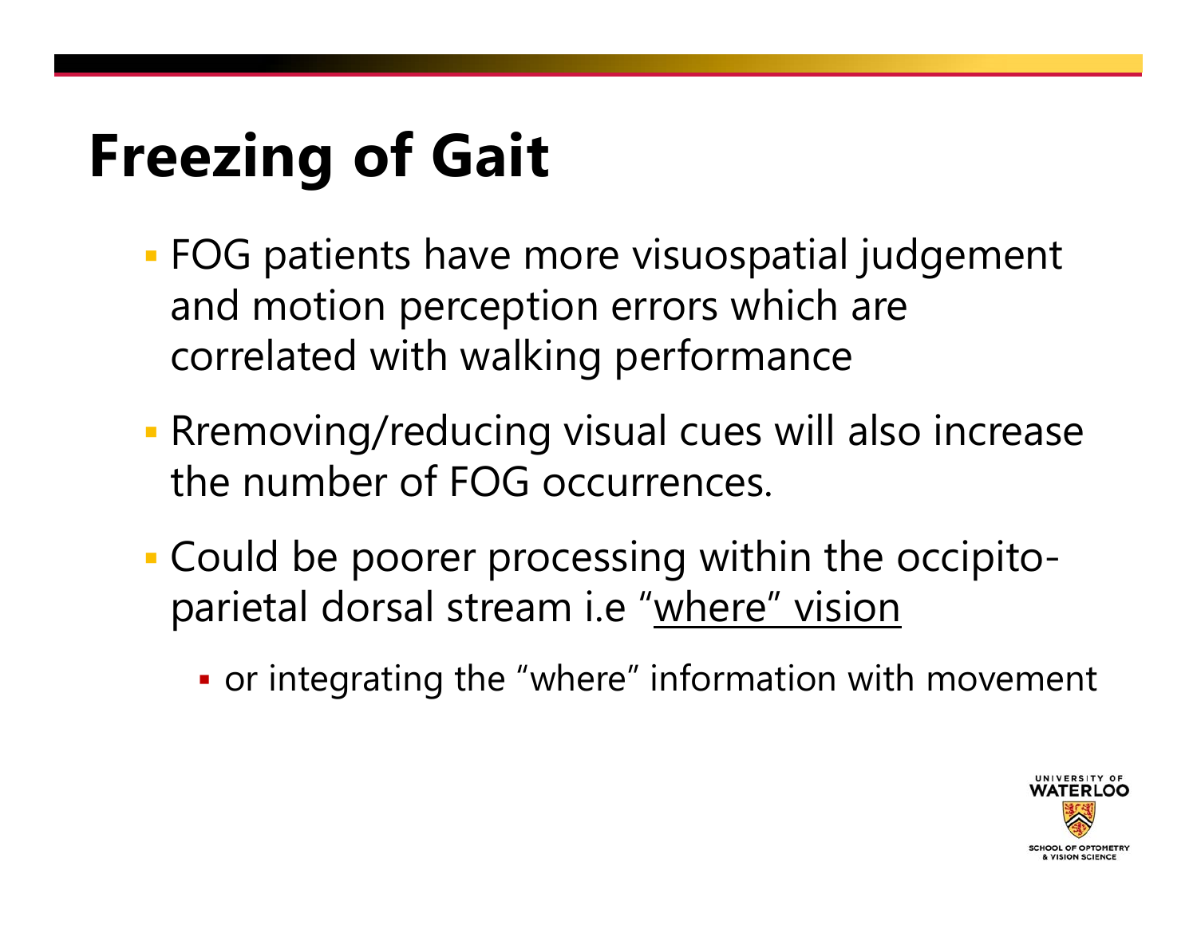# Freezing of Gait

- FOG patients have more visuospatial judgement and motion perception errors which are correlated with walking performance
- Rremoving/reducing visual cues will also increase the number of FOG occurrences.
- Could be poorer processing within the occipito-parietal dorsal stream i.e "<u>where" vision</u>
  - or integrating the "where" information with movement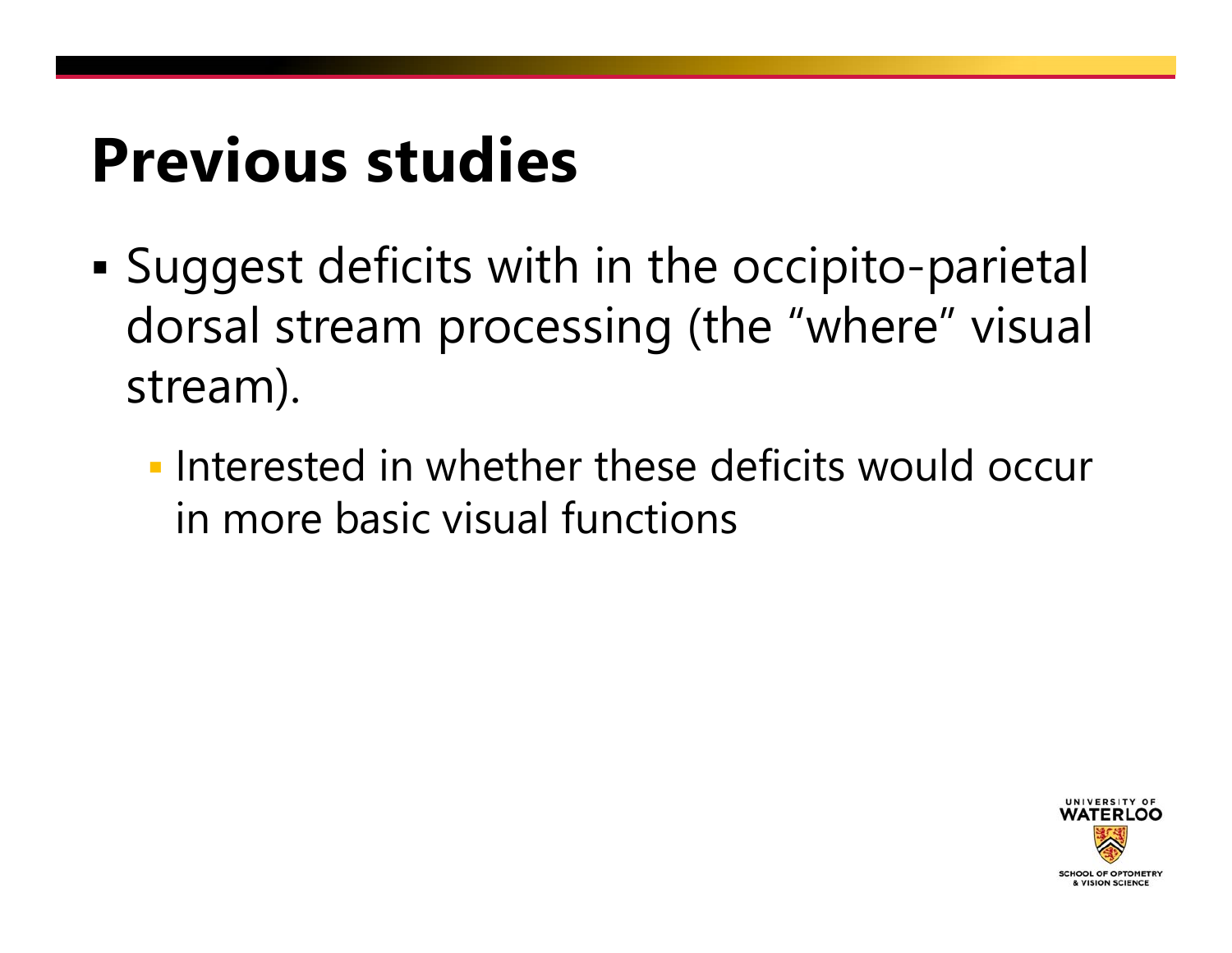# Previous studies

- Suggest deficits with in the occipito-parietal dorsal stream processing (the “where” visual stream).
  - Interested in whether these deficits would occur in more basic visual functions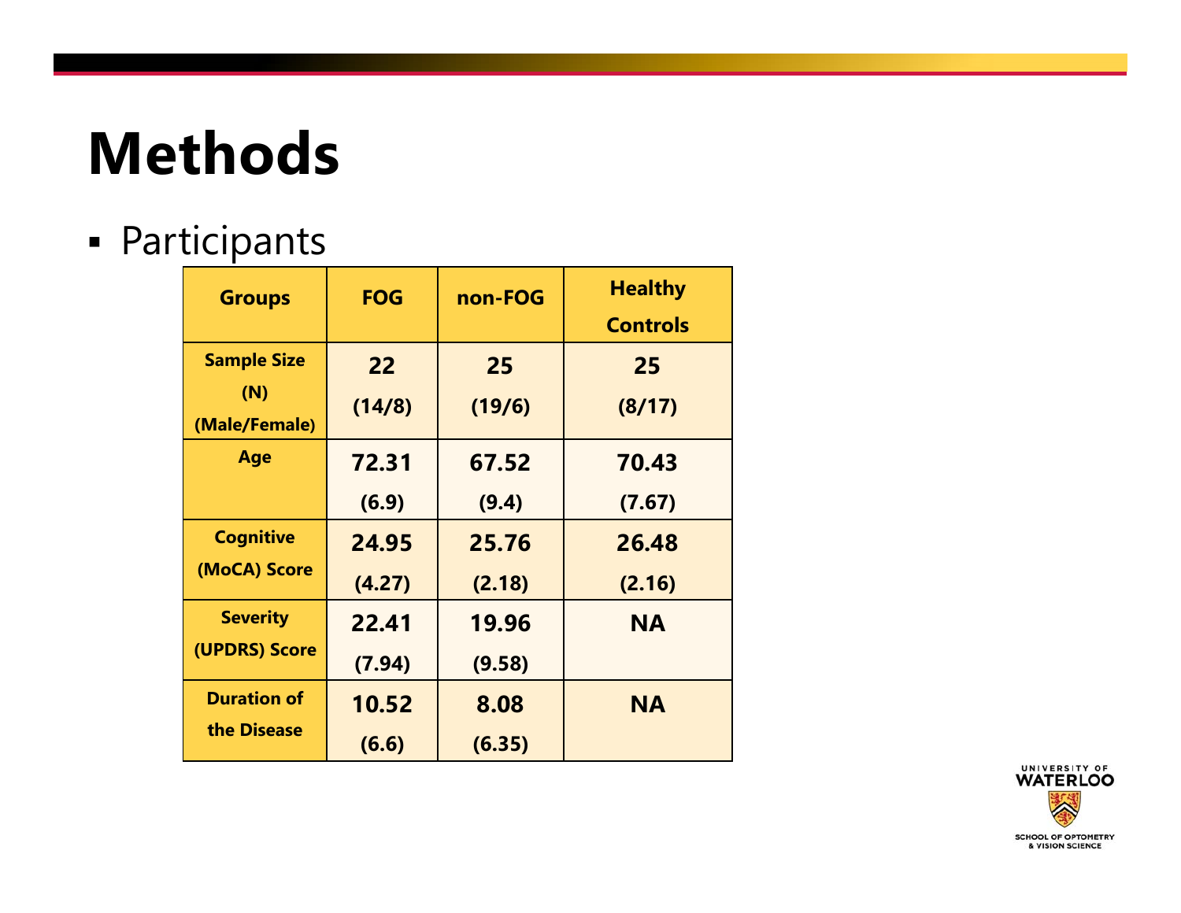# Methods

- Participants

| Groups | FOG | non-FOG | Healthy Controls |
|---|---|---|---|
| Sample Size (N) (Male/Female) | 22 (14/8) | 25 (19/6) | 25 (8/17) |
| Age | 72.31 (6.9) | 67.52 (9.4) | 70.43 (7.67) |
| Cognitive (MoCA) Score | 24.95 (4.27) | 25.76 (2.18) | 26.48 (2.16) |
| Severity (UPDRS) Score | 22.41 (7.94) | 19.96 (9.58) | NA |
| Duration of the Disease | 10.52 (6.6) | 8.08 (6.35) | NA |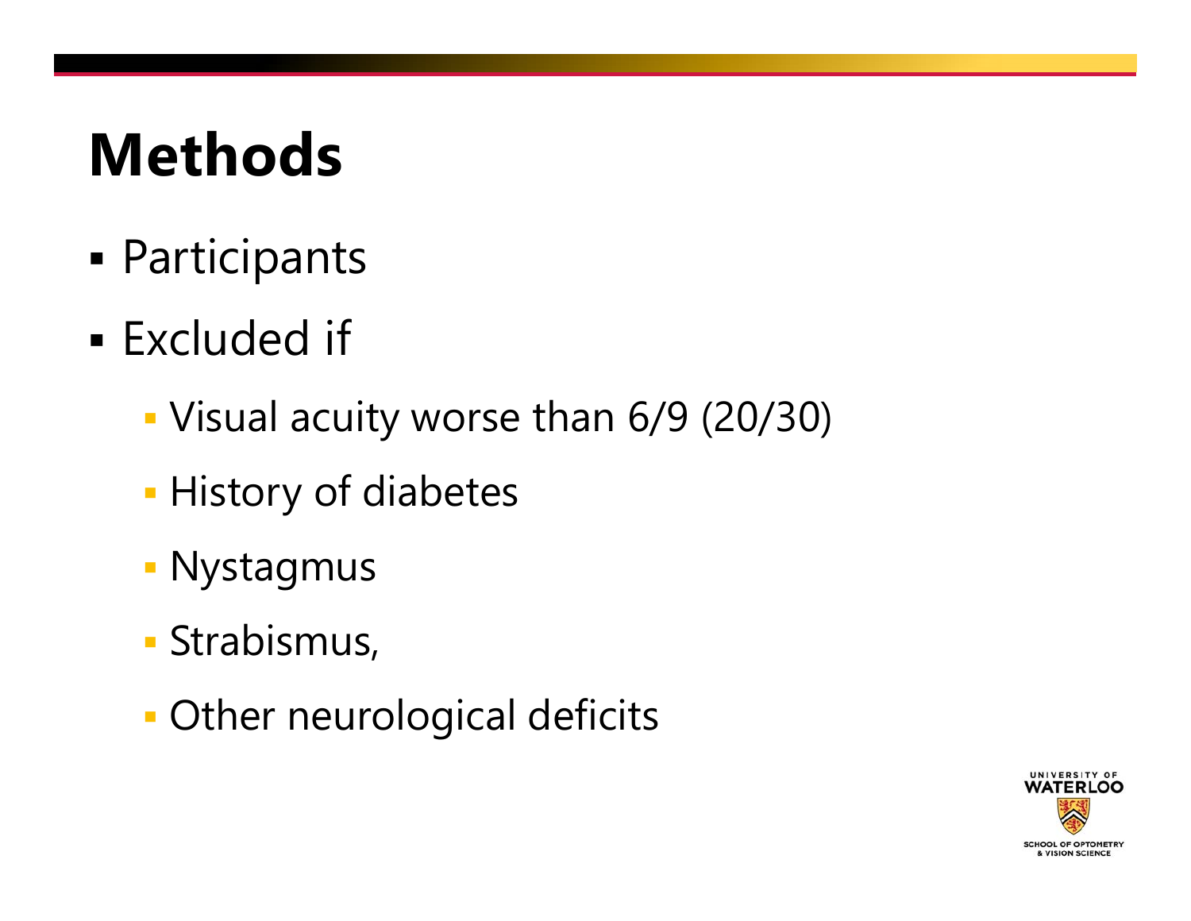# Methods

- Participants
- Excluded if
  - Visual acuity worse than 6/9 (20/30)
  - History of diabetes
  - Nystagmus
  - Strabismus,
  - Other neurological deficits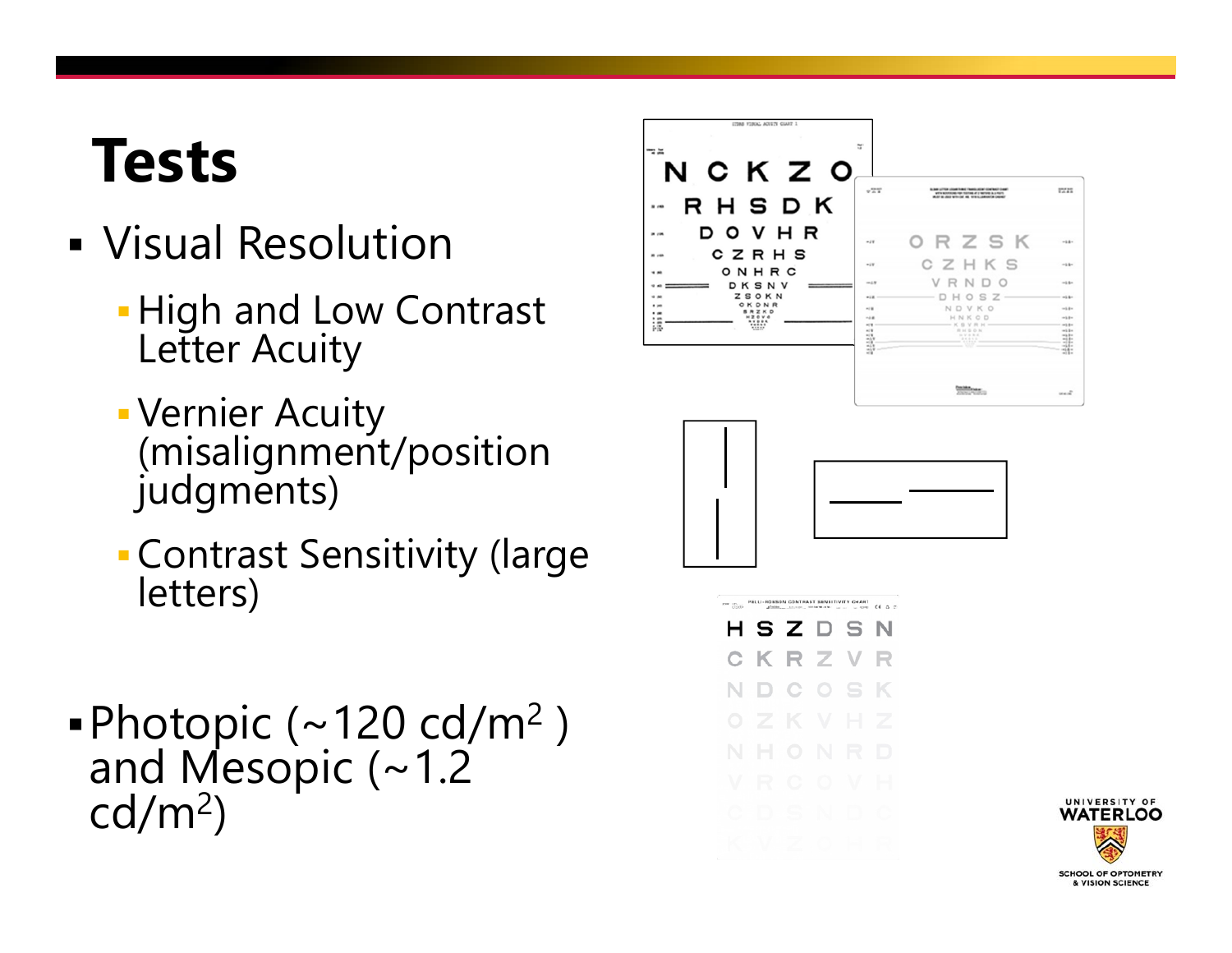# Tests

- Visual Resolution
  - High and Low Contrast Letter Acuity
  - Vernier Acuity (misalignment/position judgments)
  - Contrast Sensitivity (large letters)

- Photopic (~120 $cd/m^2$ ) and Mesopic (~1.2 $cd/m^2$)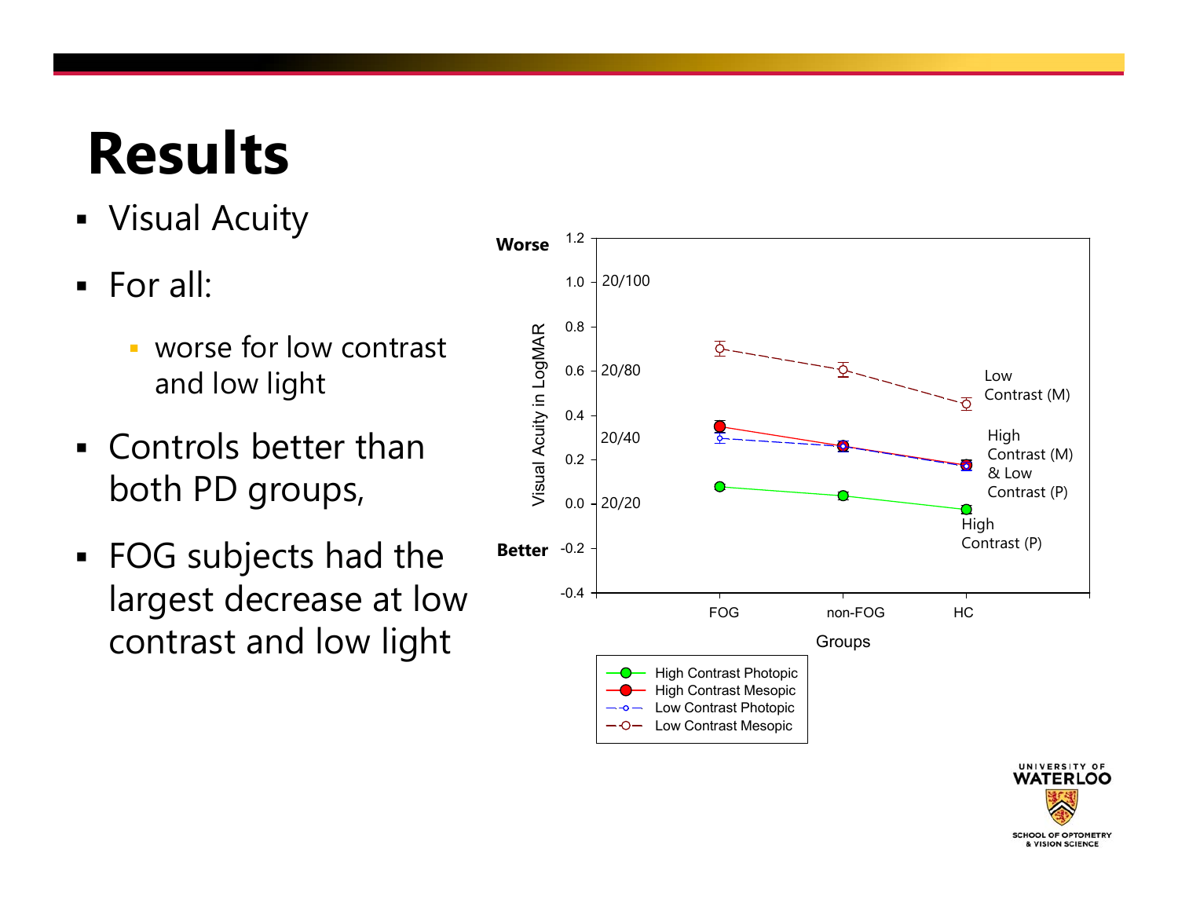# Results

- Visual Acuity
- For all:
  - worse for low contrast and low light
- Controls better than both PD groups,
- FOG subjects had the largest decrease at low contrast and low light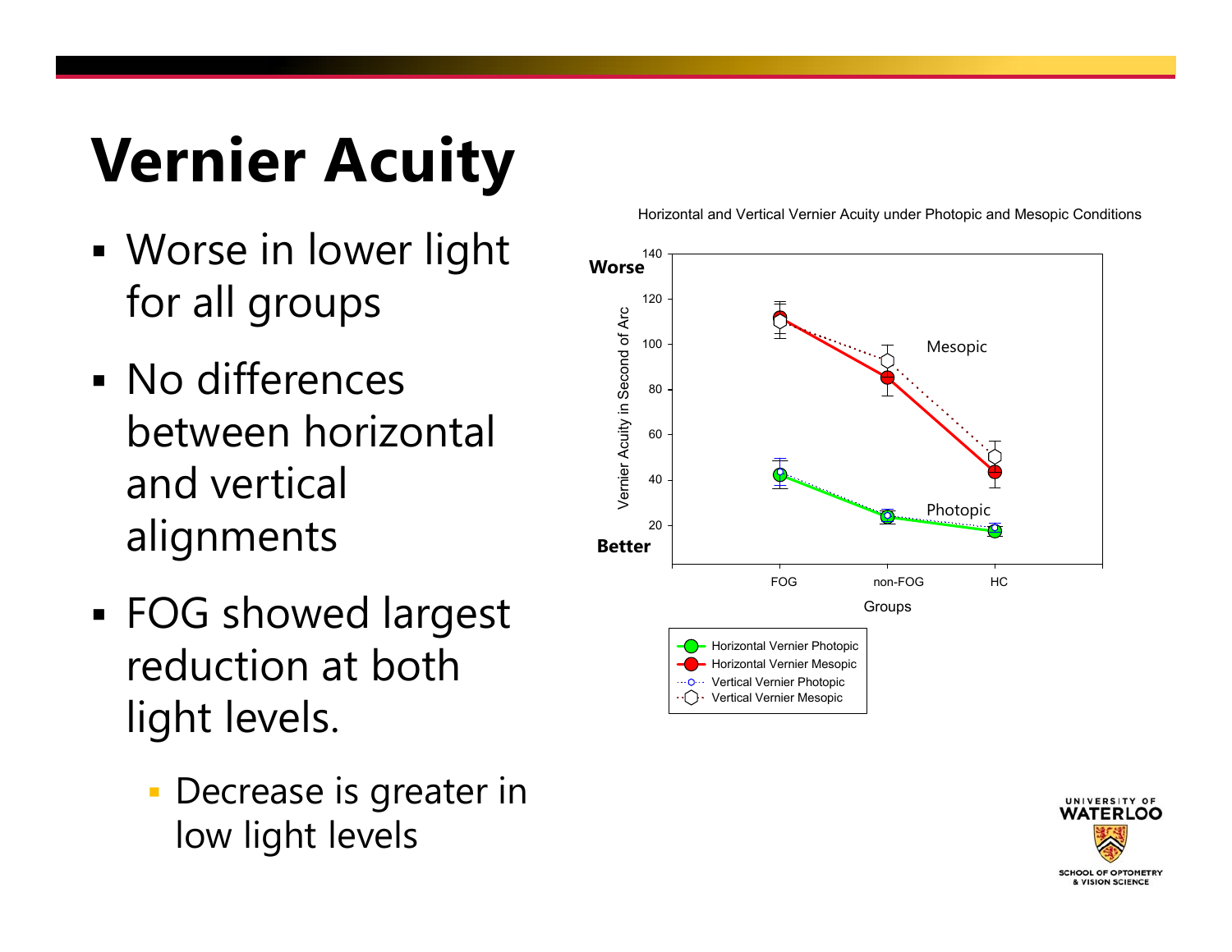# Vernier Acuity

- Worse in lower light for all groups
- No differences between horizontal and vertical alignments
- FOG showed largest reduction at both light levels.
  - Decrease is greater in low light levels

Horizontal and Vertical Vernier Acuity under Photopic and Mesopic Conditions

Worse

Better

Vernier Acuity in Second of Arc

140
120
100
80
60
40
20

Mesopic

Photopic

FOG non-FOG HC

Groups

Horizontal Vernier Photopic
Horizontal Vernier Mesopic
Vertical Vernier Photopic
Vertical Vernier Mesopic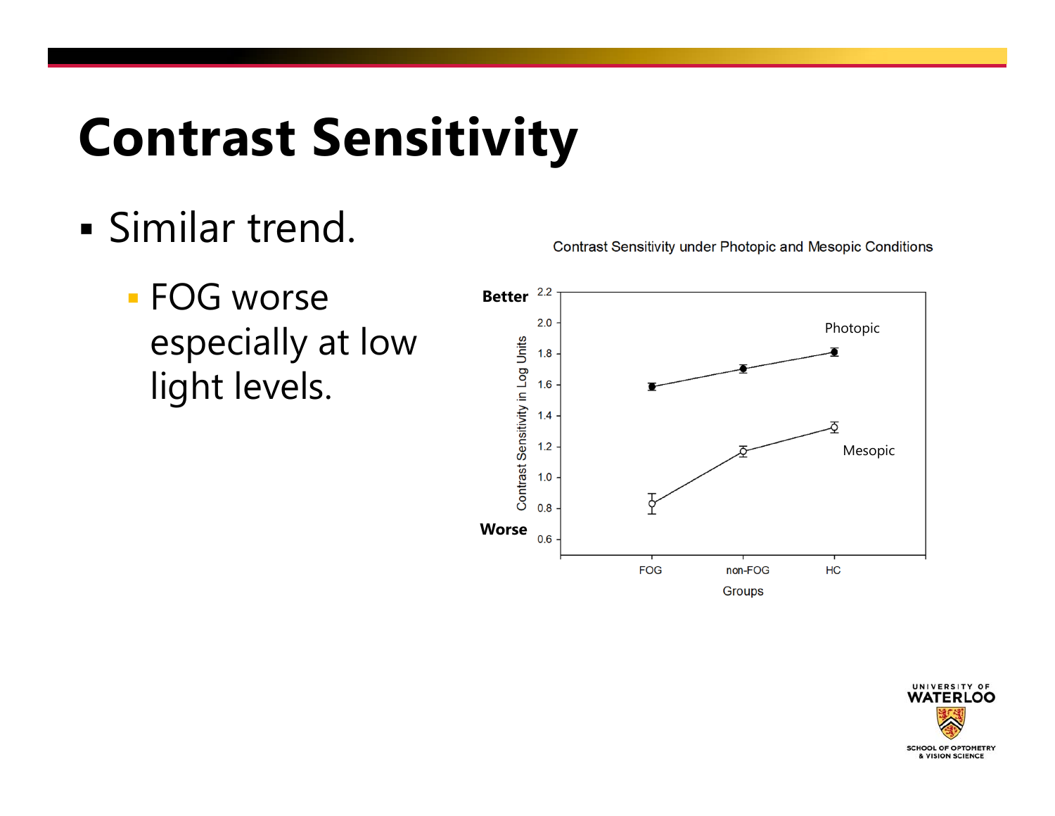# Contrast Sensitivity

- Similar trend.
  - FOG worse especially at low light levels.

Contrast Sensitivity under Photopic and Mesopic Conditions

Better

Worse

Contrast Sensitivity in Log Units

Photopic

Mesopic

FOG   non-FOG   HC

Groups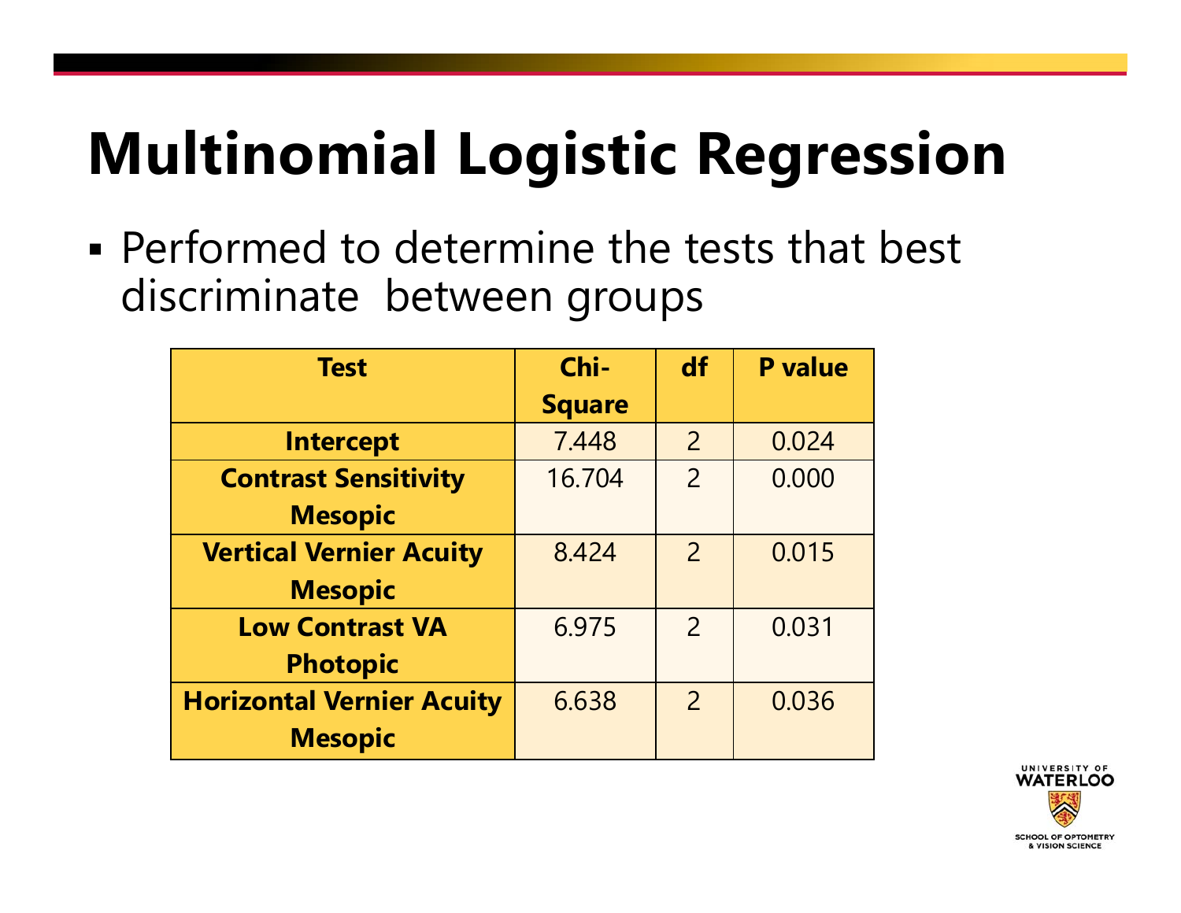# Multinomial Logistic Regression

- Performed to determine the tests that best discriminate between groups

| Test | Chi-Square | df | P value |
|---|---|---|---|
| **Intercept** | 7.448 | 2 | 0.024 |
| **Contrast Sensitivity Mesopic** | 16.704 | 2 | 0.000 |
| **Vertical Vernier Acuity Mesopic** | 8.424 | 2 | 0.015 |
| **Low Contrast VA Photopic** | 6.975 | 2 | 0.031 |
| **Horizontal Vernier Acuity Mesopic** | 6.638 | 2 | 0.036 |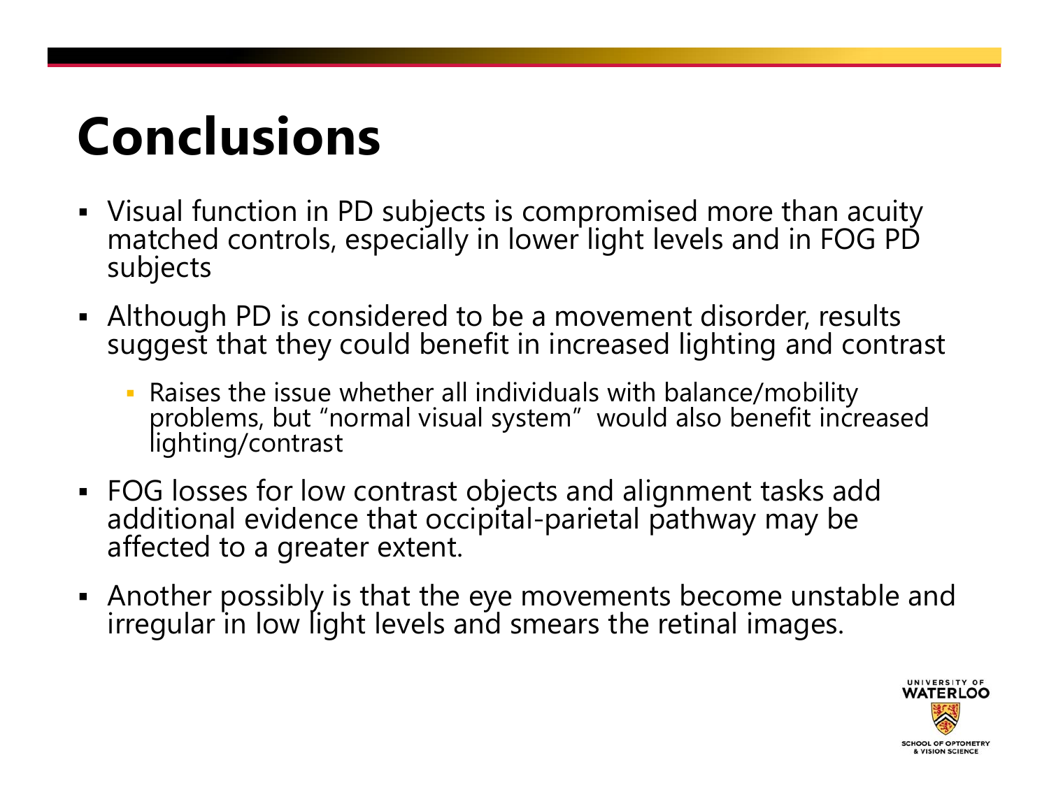# Conclusions

- Visual function in PD subjects is compromised more than acuity matched controls, especially in lower light levels and in FOG PD subjects
- Although PD is considered to be a movement disorder, results suggest that they could benefit in increased lighting and contrast
  - Raises the issue whether all individuals with balance/mobility problems, but "normal visual system" would also benefit increased lighting/contrast
- FOG losses for low contrast objects and alignment tasks add additional evidence that occipital-parietal pathway may be affected to a greater extent.
- Another possibly is that the eye movements become unstable and irregular in low light levels and smears the retinal images.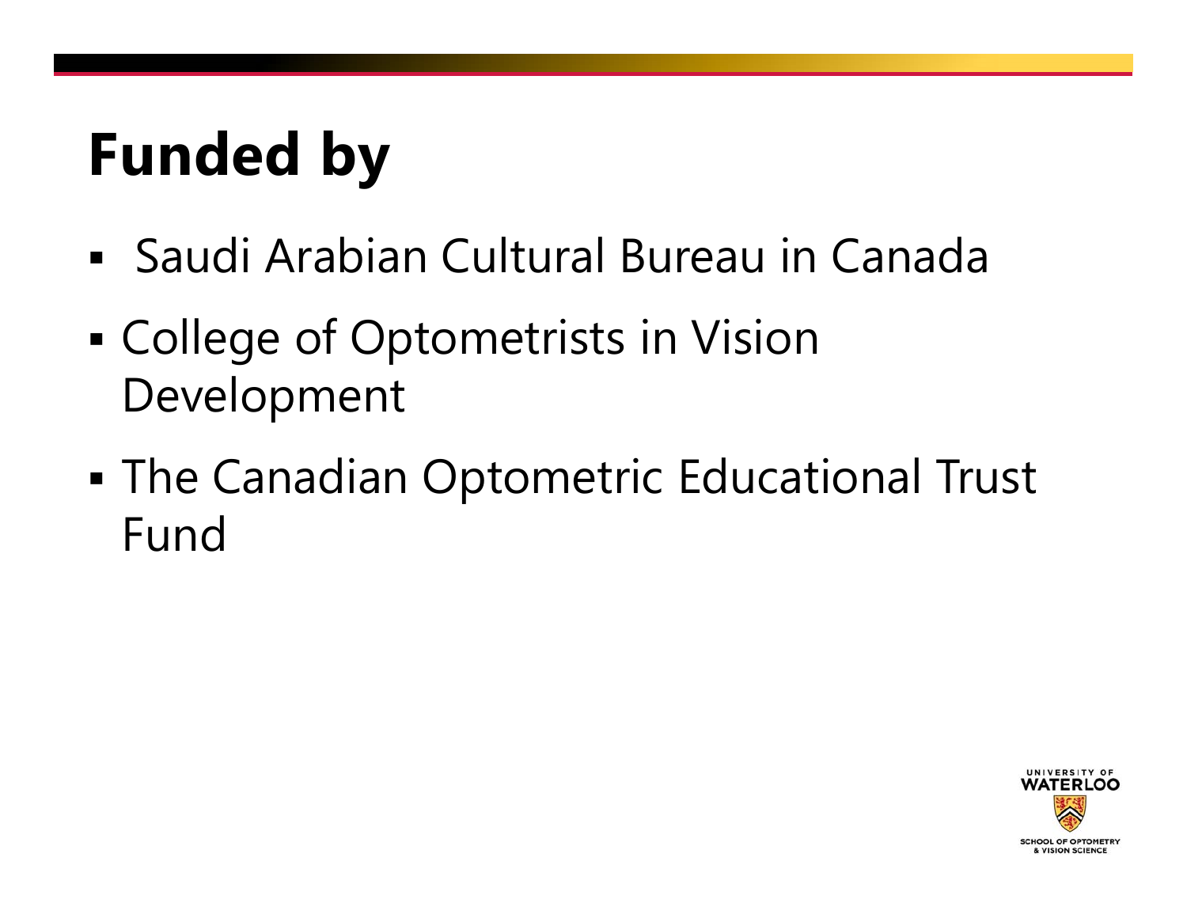# Funded by

- Saudi Arabian Cultural Bureau in Canada
- College of Optometrists in Vision Development
- The Canadian Optometric Educational Trust Fund